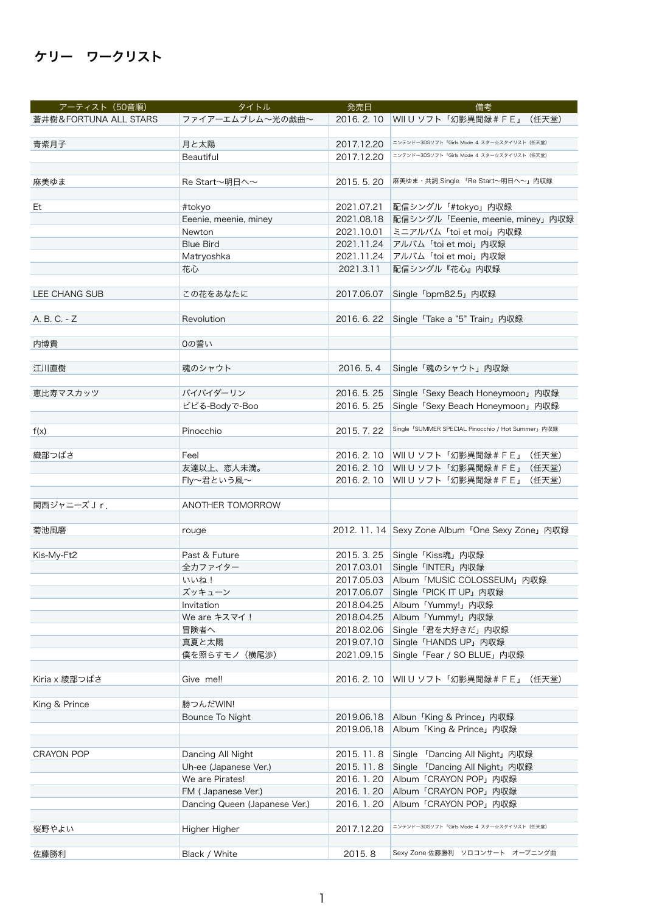# ケリー　ワークリスト

| アーティスト（50音順） | タイトル | 発売日 | 備考 |
|---|---|---|---|
| 蒼井樹＆FORTUNA ALL STARS | ファイアーエムブレム〜光の戯曲〜 | 2016. 2. 10 | WII U ソフト「幻影異聞録＃ＦＥ」（任天堂） |
| | | | |
| 青紫月子 | 月と太陽 | 2017.12.20 | ニンテンドー3DSソフト『Girls Mode 4 スター☆スタイリスト（任天堂） |
| | Beautiful | 2017.12.20 | ニンテンドー3DSソフト『Girls Mode 4 スター☆スタイリスト（任天堂） |
| | | | |
| 麻美ゆま | Re Start〜明日へ〜 | 2015. 5. 20 | 麻美ゆま・共詞 Single 「Re Start〜明日へ〜」内収録 |
| | | | |
| Et | #tokyo | 2021.07.21 | 配信シングル「#tokyo」内収録 |
| | Eeenie, meenie, miney | 2021.08.18 | 配信シングル「Eeenie, meenie, miney」内収録 |
| | Newton | 2021.10.01 | ミニアルバム「toi et moi」内収録 |
| | Blue Bird | 2021.11.24 | アルバム「toi et moi」内収録 |
| | Matryoshka | 2021.11.24 | アルバム「toi et moi」内収録 |
| | 花心 | 2021.3.11 | 配信シングル『花心』内収録 |
| | | | |
| LEE CHANG SUB | この花をあなたに | 2017.06.07 | Single「bpm82.5」内収録 |
| | | | |
| A. B. C. - Z | Revolution | 2016. 6. 22 | Single「Take a "5" Train」内収録 |
| | | | |
| 内博貴 | 0の誓い | | |
| | | | |
| 江川直樹 | 魂のシャウト | 2016. 5. 4 | Single「魂のシャウト」内収録 |
| | | | |
| 恵比寿マスカッツ | バイバイダーリン | 2016. 5. 25 | Single「Sexy Beach Honeymoon」内収録 |
| | ビビる-Bodyで-Boo | 2016. 5. 25 | Single「Sexy Beach Honeymoon」内収録 |
| | | | |
| f(x) | Pinocchio | 2015. 7. 22 | Single「SUMMER SPECIAL Pinocchio / Hot Summer」内収録 |
| | | | |
| 織部つばさ | Feel | 2016. 2. 10 | WII U ソフト「幻影異聞録＃ＦＥ」（任天堂） |
| | 友達以上、恋人未満。 | 2016. 2. 10 | WII U ソフト「幻影異聞録＃ＦＥ」（任天堂） |
| | Fly〜君という風〜 | 2016. 2. 10 | WII U ソフト「幻影異聞録＃ＦＥ」（任天堂） |
| | | | |
| 関西ジャニーズＪｒ. | ANOTHER TOMORROW | | |
| | | | |
| 菊池風磨 | rouge | 2012. 11. 14 | Sexy Zone Album「One Sexy Zone」内収録 |
| | | | |
| Kis-My-Ft2 | Past & Future | 2015. 3. 25 | Single「Kiss魂」内収録 |
| | 全力ファイター | 2017.03.01 | Single「INTER」内収録 |
| | いいね！ | 2017.05.03 | Album「MUSIC COLOSSEUM」内収録 |
| | ズッキューン | 2017.06.07 | Single「PICK IT UP」内収録 |
| | Invitation | 2018.04.25 | Album「Yummy!」内収録 |
| | We are キスマイ！ | 2018.04.25 | Album「Yummy!」内収録 |
| | 冒険者へ | 2018.02.06 | Single「君を大好きだ」内収録 |
| | 真夏と太陽 | 2019.07.10 | Single「HANDS UP」内収録 |
| | 僕を照らすモノ（横尾渉） | 2021.09.15 | Single「Fear / SO BLUE」内収録 |
| | | | |
| Kiria x 綾部つばさ | Give me!! | 2016. 2. 10 | WII U ソフト「幻影異聞録＃ＦＥ」（任天堂） |
| | | | |
| King & Prince | 勝つんだWIN! | | |
| | Bounce To Night | 2019.06.18 | Albun「King & Prince」内収録 |
| | | 2019.06.18 | Album「King & Prince」内収録 |
| | | | |
| CRAYON POP | Dancing All Night | 2015. 11. 8 | Single 「Dancing All Night」内収録 |
| | Uh-ee (Japanese Ver.) | 2015. 11. 8 | Single 「Dancing All Night」内収録 |
| | We are Pirates! | 2016. 1. 20 | Album「CRAYON POP」内収録 |
| | FM ( Japanese Ver.) | 2016. 1. 20 | Album「CRAYON POP」内収録 |
| | Dancing Queen (Japanese Ver.) | 2016. 1. 20 | Album「CRAYON POP」内収録 |
| | | | |
| 桜野やよい | Higher Higher | 2017.12.20 | ニンテンドー3DSソフト『Girls Mode 4 スター☆スタイリスト（任天堂） |
| | | | |
| 佐藤勝利 | Black / White | 2015. 8 | Sexy Zone 佐藤勝利　ソロコンサート　オープニング曲 |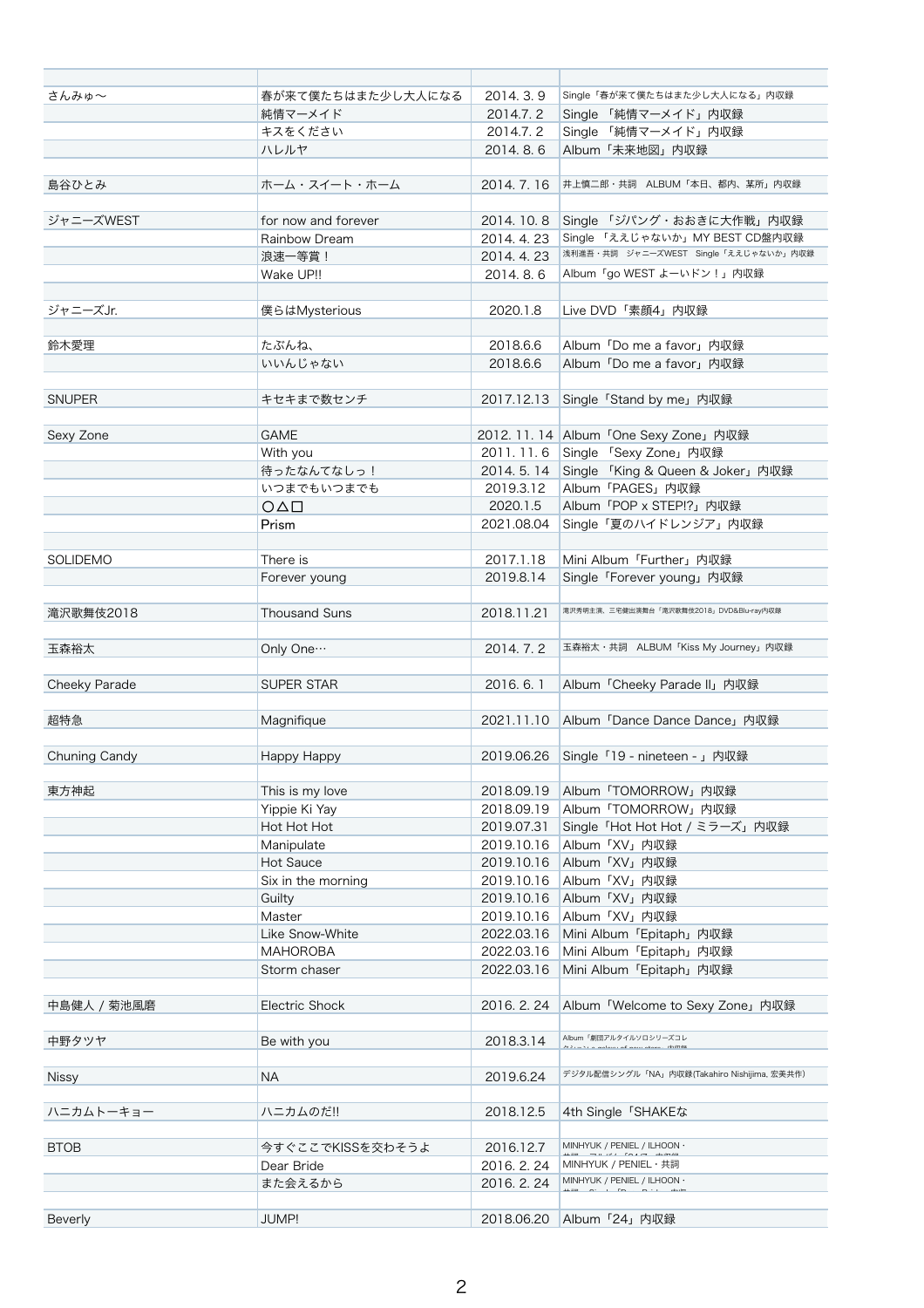| | | | |
|---|---|---|---|
| さんみゅ〜 | 春が来て僕たちはまた少し大人になる | 2014. 3. 9 | Single「春が来て僕たちはまた少し大人になる」内収録 |
| | 純情マーメイド | 2014.7. 2 | Single 「純情マーメイド」内収録 |
| | キスをください | 2014.7. 2 | Single 「純情マーメイド」内収録 |
| | ハレルヤ | 2014. 8. 6 | Album「未来地図」内収録 |
| | | | |
| 島谷ひとみ | ホーム・スイート・ホーム | 2014. 7. 16 | 井上慎二郎・共詞　ALBUM「本日、都内、某所」内収録 |
| | | | |
| ジャニーズWEST | for now and forever | 2014. 10. 8 | Single 「ジパング・おおきに大作戦」内収録 |
| | Rainbow Dream | 2014. 4. 23 | Single 「ええじゃないか」MY BEST CD盤内収録 |
| | 浪速一等賞！ | 2014. 4. 23 | 浅利進吾・共詞　ジャニーズWEST　Single「ええじゃないか」内収録 |
| | Wake UP!! | 2014. 8. 6 | Album「go WEST よーいドン！」内収録 |
| | | | |
| ジャニーズJr. | 僕らはMysterious | 2020.1.8 | Live DVD「素顔4」内収録 |
| | | | |
| 鈴木愛理 | たぶんね、 | 2018.6.6 | Album「Do me a favor」内収録 |
| | いいんじゃない | 2018.6.6 | Album「Do me a favor」内収録 |
| | | | |
| SNUPER | キセキまで数センチ | 2017.12.13 | Single「Stand by me」内収録 |
| | | | |
| Sexy Zone | GAME | 2012. 11. 14 | Album「One Sexy Zone」内収録 |
| | With you | 2011. 11. 6 | Single 「Sexy Zone」内収録 |
| | 待ったなんてなしっ！ | 2014. 5. 14 | Single 「King & Queen & Joker」内収録 |
| | いつまでもいつまでも | 2019.3.12 | Album「PAGES」内収録 |
| | ○△□ | 2020.1.5 | Album「POP x STEP!?」内収録 |
| | Prism | 2021.08.04 | Single「夏のハイドレンジア」内収録 |
| | | | |
| SOLIDEMO | There is | 2017.1.18 | Mini Album「Further」内収録 |
| | Forever young | 2019.8.14 | Single「Forever young」内収録 |
| | | | |
| 滝沢歌舞伎2018 | Thousand Suns | 2018.11.21 | 滝沢秀明主演、三宅健出演舞台「滝沢歌舞伎2018」DVD&Blu-ray内収録 |
| | | | |
| 玉森裕太 | Only One… | 2014. 7. 2 | 玉森裕太・共詞　ALBUM「Kiss My Journey」内収録 |
| | | | |
| Cheeky Parade | SUPER STAR | 2016. 6. 1 | Album「Cheeky Parade II」内収録 |
| | | | |
| 超特急 | Magnifique | 2021.11.10 | Album「Dance Dance Dance」内収録 |
| | | | |
| Chuning Candy | Happy Happy | 2019.06.26 | Single「19 - nineteen - 」内収録 |
| | | | |
| 東方神起 | This is my love | 2018.09.19 | Album「TOMORROW」内収録 |
| | Yippie Ki Yay | 2018.09.19 | Album「TOMORROW」内収録 |
| | Hot Hot Hot | 2019.07.31 | Single「Hot Hot Hot / ミラーズ」内収録 |
| | Manipulate | 2019.10.16 | Album「XV」内収録 |
| | Hot Sauce | 2019.10.16 | Album「XV」内収録 |
| | Six in the morning | 2019.10.16 | Album「XV」内収録 |
| | Guilty | 2019.10.16 | Album「XV」内収録 |
| | Master | 2019.10.16 | Album「XV」内収録 |
| | Like Snow-White | 2022.03.16 | Mini Album「Epitaph」内収録 |
| | MAHOROBA | 2022.03.16 | Mini Album「Epitaph」内収録 |
| | Storm chaser | 2022.03.16 | Mini Album「Epitaph」内収録 |
| | | | |
| 中島健人 / 菊池風磨 | Electric Shock | 2016. 2. 24 | Album「Welcome to Sexy Zone」内収録 |
| | | | |
| 中野タツヤ | Be with you | 2018.3.14 | Album「劇団アルタイルソロシリーズコレクション galaxy of new stars」内収録 |
| | | | |
| Nissy | NA | 2019.6.24 | デジタル配信シングル「NA」内収録(Takahiro Nishijima, 宏美共作) |
| | | | |
| ハニカムトーキョー | ハニカムのだ!! | 2018.12.5 | 4th Single「SHAKEな |
| | | | |
| BTOB | 今すぐここでKISSを交わそうよ | 2016.12.7 | MINHYUK / PENIEL / ILHOON・共詞　アルバム「24/7」内収録 |
| | Dear Bride | 2016. 2. 24 | MINHYUK / PENIEL・共詞 |
| | また会えるから | 2016. 2. 24 | MINHYUK / PENIEL / ILHOON・共詞　Single「Dear Bride」内収録 |
| | | | |
| Beverly | JUMP! | 2018.06.20 | Album「24」内収録 |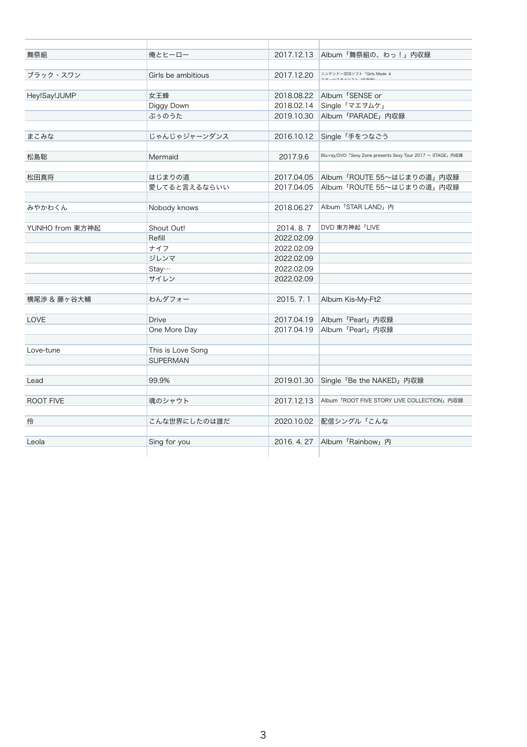| | | | |
|---|---|---|---|
| 舞祭組 | 俺とヒーロー | 2017.12.13 | Album「舞祭組の、わっ！」内収録 |
| | | | |
| ブラック・スワン | Girls be ambitious | 2017.12.20 | ニンテンドー3DSソフト『Girls Mode 4 スター☆スタイリスト（仮再生） |
| | | | |
| Hey!Say!JUMP | 女王蜂 | 2018.08.22 | Album「SENSE or |
| | Diggy Down | 2018.02.14 | Single「マエヲムケ」 |
| | ぷぅのうた | 2019.10.30 | Album「PARADE」内収録 |
| | | | |
| まこみな | じゃんじゃジャーンダンス | 2016.10.12 | Single「手をつなごう |
| | | | |
| 松島聡 | Mermaid | 2017.9.6 | Blu-ray/DVD『Sexy Zone presents Sexy Tour 2017 ～ STAGE』内収録 |
| | | | |
| 松田真将 | はじまりの道 | 2017.04.05 | Album「ROUTE 55〜はじまりの道」内収録 |
| | 愛してると言えるならいい | 2017.04.05 | Album「ROUTE 55〜はじまりの道」内収録 |
| | | | |
| みやかわくん | Nobody knows | 2018.06.27 | Album「STAR LAND」内 |
| | | | |
| YUNHO from 東方神起 | Shout Out! | 2014. 8. 7 | DVD 東方神起「LIVE |
| | Refill | 2022.02.09 | |
| | ナイフ | 2022.02.09 | |
| | ジレンマ | 2022.02.09 | |
| | Stay… | 2022.02.09 | |
| | サイレン | 2022.02.09 | |
| | | | |
| 横尾渉 & 藤ヶ谷大輔 | わんダフォー | 2015. 7. 1 | Album Kis-My-Ft2 |
| | | | |
| LOVE | Drive | 2017.04.19 | Album「Pearl」内収録 |
| | One More Day | 2017.04.19 | Album「Pearl」内収録 |
| | | | |
| Love-tune | This is Love Song | | |
| | SUPERMAN | | |
| | | | |
| Lead | 99.9% | 2019.01.30 | Single「Be the NAKED」内収録 |
| | | | |
| ROOT FIVE | 魂のシャウト | 2017.12.13 | Album「ROOT FIVE STORY LIVE COLLECTION」内収録 |
| | | | |
| 伶 | こんな世界にしたのは誰だ | 2020.10.02 | 配信シングル「こんな |
| | | | |
| Leola | Sing for you | 2016. 4. 27 | Album「Rainbow」内 |
| | | | |